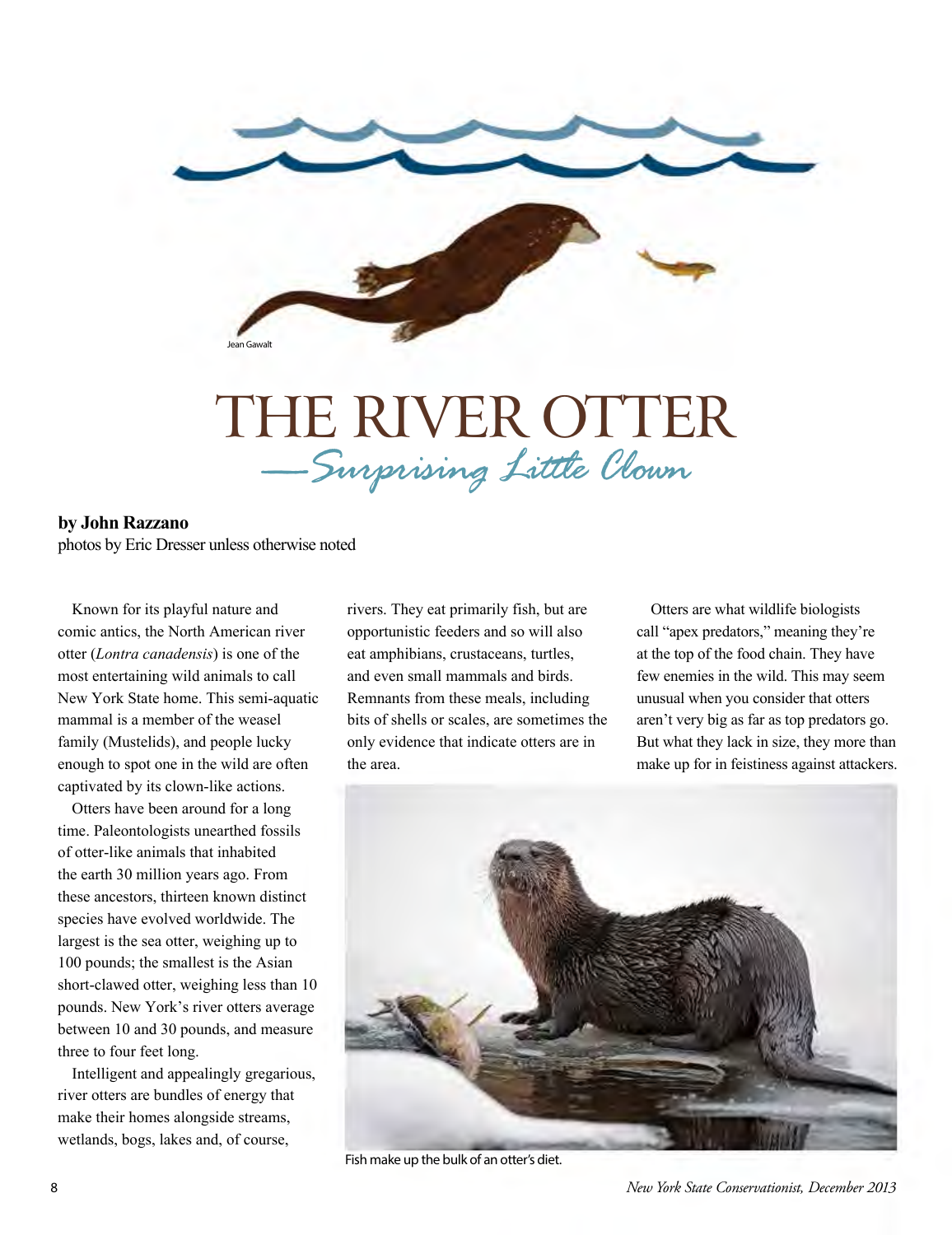Jean Gawalt

# THE RIVER OTTER

## —Surprising Little Clown

**by John Razzano**
photos by Eric Dresser unless otherwise noted

Known for its playful nature and comic antics, the North American river otter (*Lontra canadensis*) is one of the most entertaining wild animals to call New York State home. This semi-aquatic mammal is a member of the weasel family (Mustelids), and people lucky enough to spot one in the wild are often captivated by its clown-like actions.

Otters have been around for a long time. Paleontologists unearthed fossils of otter-like animals that inhabited the earth 30 million years ago. From these ancestors, thirteen known distinct species have evolved worldwide. The largest is the sea otter, weighing up to 100 pounds; the smallest is the Asian short-clawed otter, weighing less than 10 pounds. New York's river otters average between 10 and 30 pounds, and measure three to four feet long.

Intelligent and appealingly gregarious, river otters are bundles of energy that make their homes alongside streams, wetlands, bogs, lakes and, of course, rivers. They eat primarily fish, but are opportunistic feeders and so will also eat amphibians, crustaceans, turtles, and even small mammals and birds. Remnants from these meals, including bits of shells or scales, are sometimes the only evidence that indicate otters are in the area.

Otters are what wildlife biologists call "apex predators," meaning they're at the top of the food chain. They have few enemies in the wild. This may seem unusual when you consider that otters aren't very big as far as top predators go. But what they lack in size, they more than make up for in feistiness against attackers.

Fish make up the bulk of an otter's diet.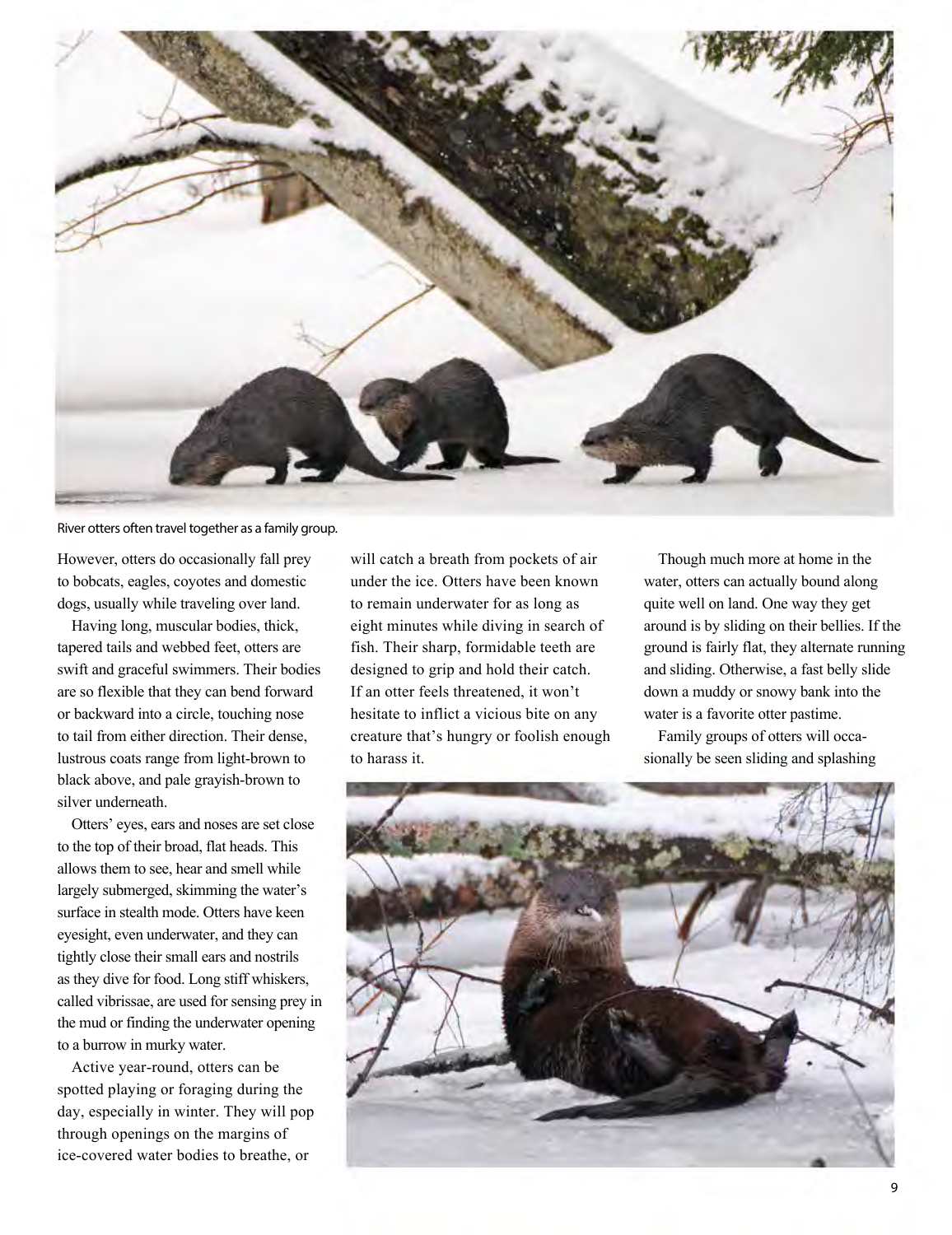River otters often travel together as a family group.

However, otters do occasionally fall prey to bobcats, eagles, coyotes and domestic dogs, usually while traveling over land.

Having long, muscular bodies, thick, tapered tails and webbed feet, otters are swift and graceful swimmers. Their bodies are so flexible that they can bend forward or backward into a circle, touching nose to tail from either direction. Their dense, lustrous coats range from light-brown to black above, and pale grayish-brown to silver underneath.

Otters' eyes, ears and noses are set close to the top of their broad, flat heads. This allows them to see, hear and smell while largely submerged, skimming the water's surface in stealth mode. Otters have keen eyesight, even underwater, and they can tightly close their small ears and nostrils as they dive for food. Long stiff whiskers, called vibrissae, are used for sensing prey in the mud or finding the underwater opening to a burrow in murky water.

Active year-round, otters can be spotted playing or foraging during the day, especially in winter. They will pop through openings on the margins of ice-covered water bodies to breathe, or will catch a breath from pockets of air under the ice. Otters have been known to remain underwater for as long as eight minutes while diving in search of fish. Their sharp, formidable teeth are designed to grip and hold their catch. If an otter feels threatened, it won't hesitate to inflict a vicious bite on any creature that's hungry or foolish enough to harass it.

Though much more at home in the water, otters can actually bound along quite well on land. One way they get around is by sliding on their bellies. If the ground is fairly flat, they alternate running and sliding. Otherwise, a fast belly slide down a muddy or snowy bank into the water is a favorite otter pastime.

Family groups of otters will occasionally be seen sliding and splashing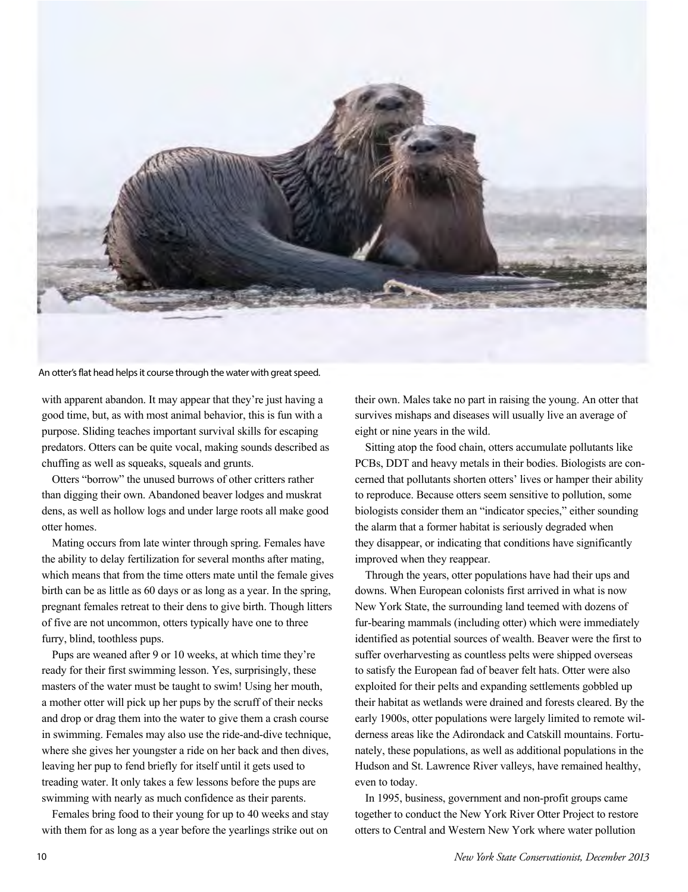An otter's flat head helps it course through the water with great speed.

with apparent abandon. It may appear that they're just having a good time, but, as with most animal behavior, this is fun with a purpose. Sliding teaches important survival skills for escaping predators. Otters can be quite vocal, making sounds described as chuffing as well as squeaks, squeals and grunts.

Otters "borrow" the unused burrows of other critters rather than digging their own. Abandoned beaver lodges and muskrat dens, as well as hollow logs and under large roots all make good otter homes.

Mating occurs from late winter through spring. Females have the ability to delay fertilization for several months after mating, which means that from the time otters mate until the female gives birth can be as little as 60 days or as long as a year. In the spring, pregnant females retreat to their dens to give birth. Though litters of five are not uncommon, otters typically have one to three furry, blind, toothless pups.

Pups are weaned after 9 or 10 weeks, at which time they're ready for their first swimming lesson. Yes, surprisingly, these masters of the water must be taught to swim! Using her mouth, a mother otter will pick up her pups by the scruff of their necks and drop or drag them into the water to give them a crash course in swimming. Females may also use the ride-and-dive technique, where she gives her youngster a ride on her back and then dives, leaving her pup to fend briefly for itself until it gets used to treading water. It only takes a few lessons before the pups are swimming with nearly as much confidence as their parents.

Females bring food to their young for up to 40 weeks and stay with them for as long as a year before the yearlings strike out on their own. Males take no part in raising the young. An otter that survives mishaps and diseases will usually live an average of eight or nine years in the wild.

Sitting atop the food chain, otters accumulate pollutants like PCBs, DDT and heavy metals in their bodies. Biologists are concerned that pollutants shorten otters' lives or hamper their ability to reproduce. Because otters seem sensitive to pollution, some biologists consider them an "indicator species," either sounding the alarm that a former habitat is seriously degraded when they disappear, or indicating that conditions have significantly improved when they reappear.

Through the years, otter populations have had their ups and downs. When European colonists first arrived in what is now New York State, the surrounding land teemed with dozens of fur-bearing mammals (including otter) which were immediately identified as potential sources of wealth. Beaver were the first to suffer overharvesting as countless pelts were shipped overseas to satisfy the European fad of beaver felt hats. Otter were also exploited for their pelts and expanding settlements gobbled up their habitat as wetlands were drained and forests cleared. By the early 1900s, otter populations were largely limited to remote wilderness areas like the Adirondack and Catskill mountains. Fortunately, these populations, as well as additional populations in the Hudson and St. Lawrence River valleys, have remained healthy, even to today.

In 1995, business, government and non-profit groups came together to conduct the New York River Otter Project to restore otters to Central and Western New York where water pollution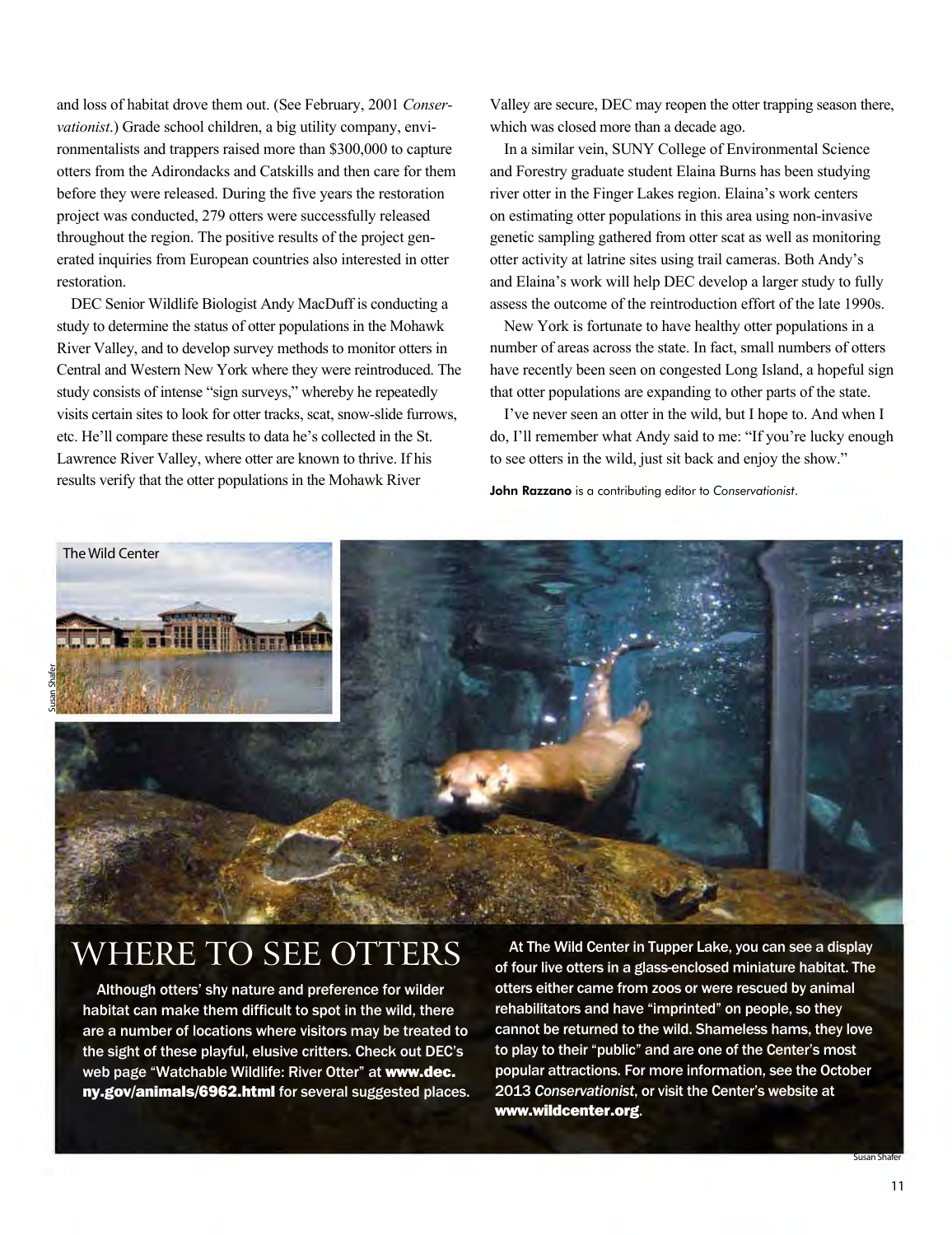and loss of habitat drove them out. (See February, 2001 *Conservationist*.) Grade school children, a big utility company, environmentalists and trappers raised more than $300,000 to capture otters from the Adirondacks and Catskills and then care for them before they were released. During the five years the restoration project was conducted, 279 otters were successfully released throughout the region. The positive results of the project generated inquiries from European countries also interested in otter restoration.

DEC Senior Wildlife Biologist Andy MacDuff is conducting a study to determine the status of otter populations in the Mohawk River Valley, and to develop survey methods to monitor otters in Central and Western New York where they were reintroduced. The study consists of intense "sign surveys," whereby he repeatedly visits certain sites to look for otter tracks, scat, snow-slide furrows, etc. He'll compare these results to data he's collected in the St. Lawrence River Valley, where otter are known to thrive. If his results verify that the otter populations in the Mohawk River Valley are secure, DEC may reopen the otter trapping season there, which was closed more than a decade ago.

In a similar vein, SUNY College of Environmental Science and Forestry graduate student Elaina Burns has been studying river otter in the Finger Lakes region. Elaina's work centers on estimating otter populations in this area using non-invasive genetic sampling gathered from otter scat as well as monitoring otter activity at latrine sites using trail cameras. Both Andy's and Elaina's work will help DEC develop a larger study to fully assess the outcome of the reintroduction effort of the late 1990s.

New York is fortunate to have healthy otter populations in a number of areas across the state. In fact, small numbers of otters have recently been seen on congested Long Island, a hopeful sign that otter populations are expanding to other parts of the state.

I've never seen an otter in the wild, but I hope to. And when I do, I'll remember what Andy said to me: "If you're lucky enough to see otters in the wild, just sit back and enjoy the show."

**John Razzano** is a contributing editor to *Conservationist*.

The Wild Center

Susan Shafer

## WHERE TO SEE OTTERS

Although otters' shy nature and preference for wilder habitat can make them difficult to spot in the wild, there are a number of locations where visitors may be treated to the sight of these playful, elusive critters. Check out DEC's web page "Watchable Wildlife: River Otter" at **www.dec.ny.gov/animals/6962.html** for several suggested places.

At The Wild Center in Tupper Lake, you can see a display of four live otters in a glass-enclosed miniature habitat. The otters either came from zoos or were rescued by animal rehabilitators and have "imprinted" on people, so they cannot be returned to the wild. Shameless hams, they love to play to their "public" and are one of the Center's most popular attractions. For more information, see the October 2013 *Conservationist*, or visit the Center's website at **www.wildcenter.org**.

Susan Shafer